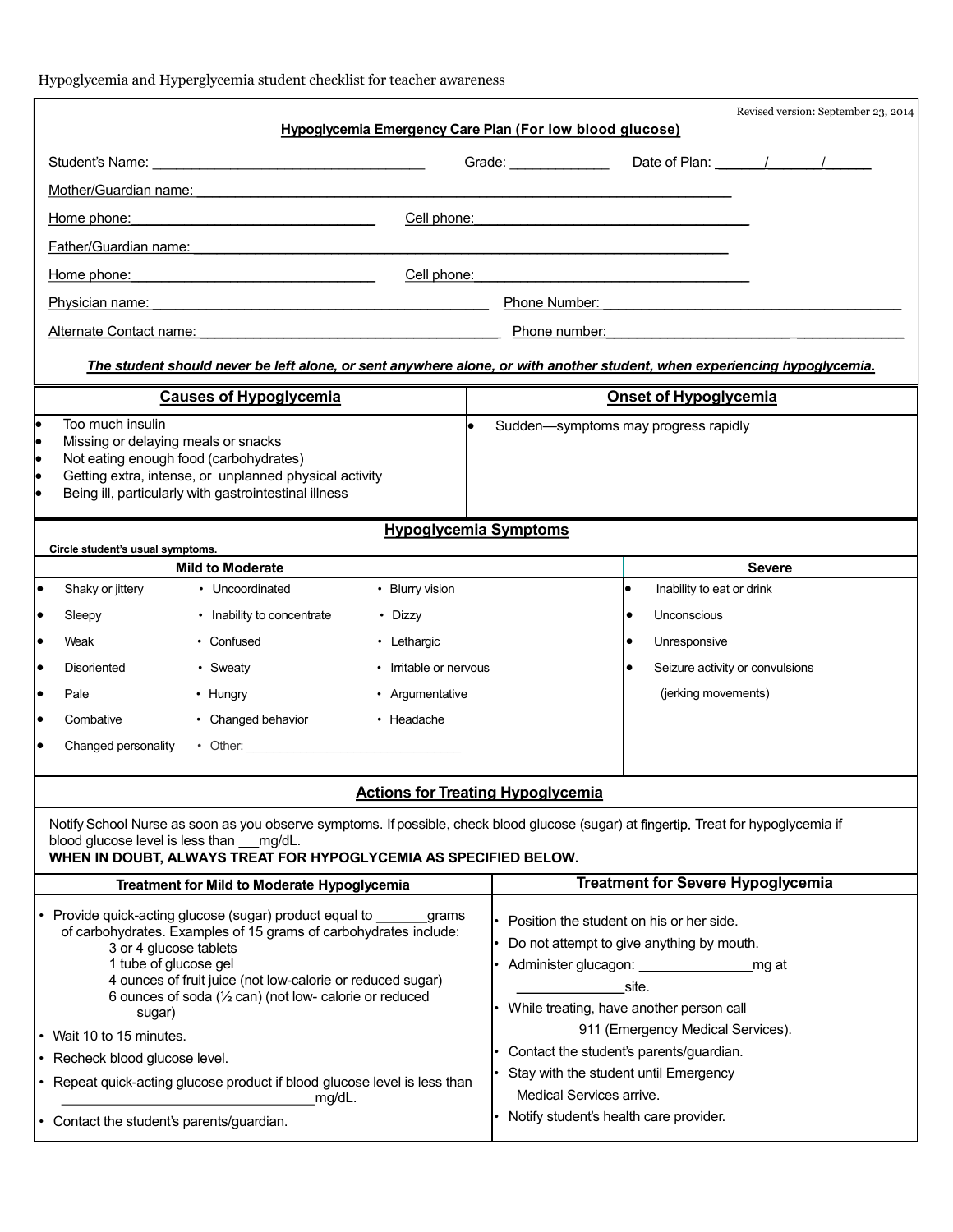Hypoglycemia and Hyperglycemia student checklist for teacher awareness

Revised version: September 23, 2014

## Hypoglycemia Emergency Care Plan (For low blood glucose)

Student's Name: ___________________________________ Grade: _____________ Date of Plan: ______/______/______

Mother/Guardian name: ___________________________________________________________________

Home phone: _______________________________ Cell phone: ___________________________________

Father/Guardian name: ___________________________________________________________________

Home phone: _______________________________ Cell phone: ___________________________________

Physician name: ___________________________________________ Phone Number: _______________________________________

Alternate Contact name: ______________________________________ Phone number: _______________________________________

***The student should never be left alone, or sent anywhere alone, or with another student, when experiencing hypoglycemia.***

| Causes of Hypoglycemia | Onset of Hypoglycemia |
|---|---|
| • Too much insulin<br>• Missing or delaying meals or snacks<br>• Not eating enough food (carbohydrates)<br>• Getting extra, intense, or unplanned physical activity<br>• Being ill, particularly with gastrointestinal illness | • Sudden—symptoms may progress rapidly |

### Hypoglycemia Symptoms

**Circle student's usual symptoms.**

| Mild to Moderate | | | Severe |
|---|---|---|---|
| • Shaky or jittery | • Uncoordinated | • Blurry vision | • Inability to eat or drink |
| • Sleepy | • Inability to concentrate | • Dizzy | • Unconscious |
| • Weak | • Confused | • Lethargic | • Unresponsive |
| • Disoriented | • Sweaty | • Irritable or nervous | • Seizure activity or convulsions (jerking movements) |
| • Pale | • Hungry | • Argumentative | |
| • Combative | • Changed behavior | • Headache | |
| • Changed personality | • Other: ______________________________ | | |

### Actions for Treating Hypoglycemia

Notify School Nurse as soon as you observe symptoms. If possible, check blood glucose (sugar) at fingertip. Treat for hypoglycemia if blood glucose level is less than ___mg/dL.

**WHEN IN DOUBT, ALWAYS TREAT FOR HYPOGLYCEMIA AS SPECIFIED BELOW.**

| Treatment for Mild to Moderate Hypoglycemia | Treatment for Severe Hypoglycemia |
|---|---|
| • Provide quick-acting glucose (sugar) product equal to _______grams of carbohydrates. Examples of 15 grams of carbohydrates include:<br>3 or 4 glucose tablets<br>1 tube of glucose gel<br>4 ounces of fruit juice (not low-calorie or reduced sugar)<br>6 ounces of soda (½ can) (not low- calorie or reduced sugar)<br>• Wait 10 to 15 minutes.<br>• Recheck blood glucose level.<br>• Repeat quick-acting glucose product if blood glucose level is less than ________________________________mg/dL.<br>• Contact the student's parents/guardian. | • Position the student on his or her side.<br>• Do not attempt to give anything by mouth.<br>• Administer glucagon: _______________mg at ______________site.<br>• While treating, have another person call 911 (Emergency Medical Services).<br>• Contact the student's parents/guardian.<br>• Stay with the student until Emergency Medical Services arrive.<br>• Notify student's health care provider. |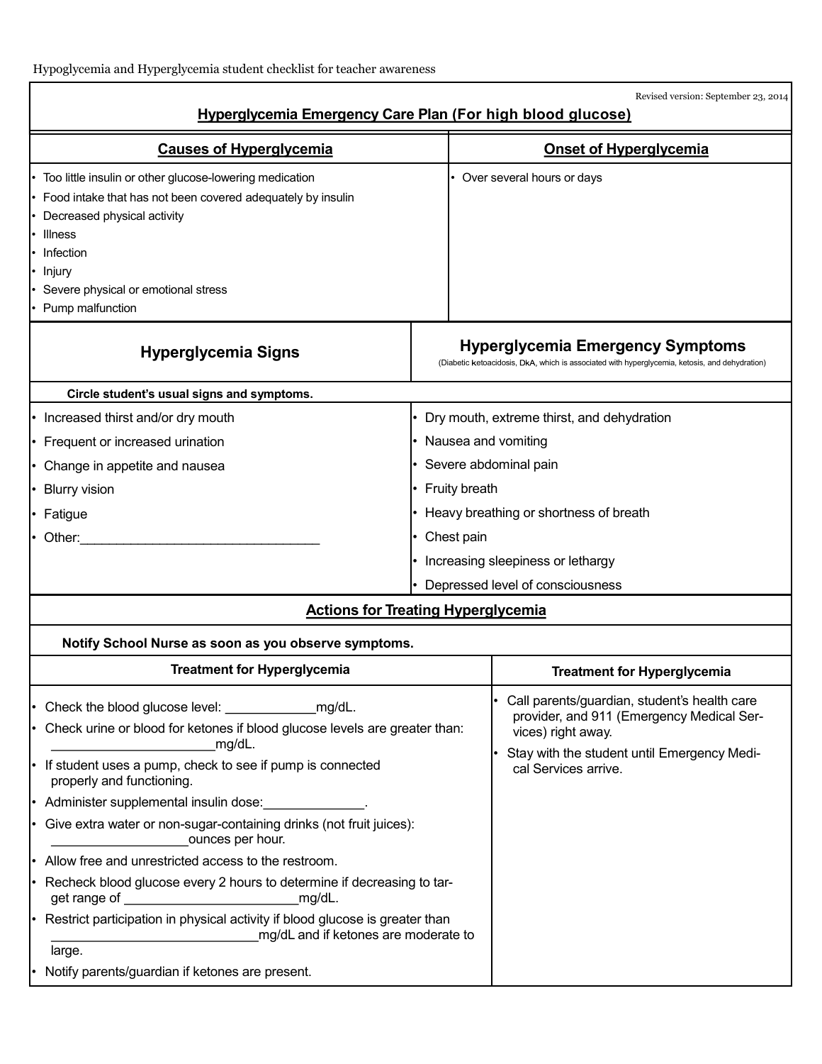Hypoglycemia and Hyperglycemia student checklist for teacher awareness

Revised version: September 23, 2014

## Hyperglycemia Emergency Care Plan (For high blood glucose)

| Causes of Hyperglycemia | Onset of Hyperglycemia |
|---|---|
| • Too little insulin or other glucose-lowering medication<br>• Food intake that has not been covered adequately by insulin<br>• Decreased physical activity<br>• Illness<br>• Infection<br>• Injury<br>• Severe physical or emotional stress<br>• Pump malfunction | • Over several hours or days |

| Hyperglycemia Signs | Hyperglycemia Emergency Symptoms (Diabetic ketoacidosis, DkA, which is associated with hyperglycemia, ketosis, and dehydration) |
|---|---|
| **Circle student's usual signs and symptoms.** | |
| • Increased thirst and/or dry mouth<br>• Frequent or increased urination<br>• Change in appetite and nausea<br>• Blurry vision<br>• Fatigue<br>• Other:________________________________ | • Dry mouth, extreme thirst, and dehydration<br>• Nausea and vomiting<br>• Severe abdominal pain<br>• Fruity breath<br>• Heavy breathing or shortness of breath<br>• Chest pain<br>• Increasing sleepiness or lethargy<br>• Depressed level of consciousness |

## Actions for Treating Hyperglycemia

**Notify School Nurse as soon as you observe symptoms.**

| Treatment for Hyperglycemia | Treatment for Hyperglycemia |
|---|---|
| • Check the blood glucose level: ____________mg/dL.<br>• Check urine or blood for ketones if blood glucose levels are greater than: ______________________mg/dL.<br>• If student uses a pump, check to see if pump is connected properly and functioning.<br>• Administer supplemental insulin dose:_____________.<br>• Give extra water or non-sugar-containing drinks (not fruit juices): __________________ounces per hour.<br>• Allow free and unrestricted access to the restroom.<br>• Recheck blood glucose every 2 hours to determine if decreasing to target range of ________________________mg/dL.<br>• Restrict participation in physical activity if blood glucose is greater than ____________________________mg/dL and if ketones are moderate to large.<br>• Notify parents/guardian if ketones are present. | • Call parents/guardian, student's health care provider, and 911 (Emergency Medical Services) right away.<br>• Stay with the student until Emergency Medical Services arrive. |